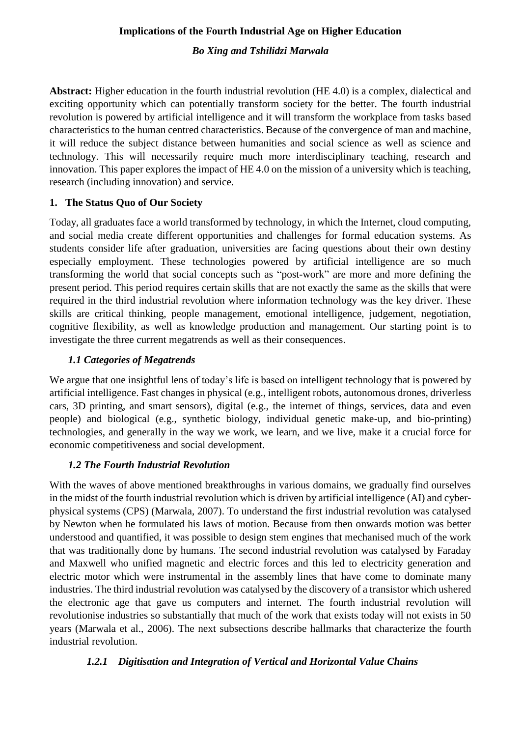# Implications of the Fourth Industrial Age on Higher Education

*Bo Xing and Tshilidzi Marwala*

**Abstract:** Higher education in the fourth industrial revolution (HE 4.0) is a complex, dialectical and exciting opportunity which can potentially transform society for the better. The fourth industrial revolution is powered by artificial intelligence and it will transform the workplace from tasks based characteristics to the human centred characteristics. Because of the convergence of man and machine, it will reduce the subject distance between humanities and social science as well as science and technology. This will necessarily require much more interdisciplinary teaching, research and innovation. This paper explores the impact of HE 4.0 on the mission of a university which is teaching, research (including innovation) and service.

## 1. The Status Quo of Our Society

Today, all graduates face a world transformed by technology, in which the Internet, cloud computing, and social media create different opportunities and challenges for formal education systems. As students consider life after graduation, universities are facing questions about their own destiny especially employment. These technologies powered by artificial intelligence are so much transforming the world that social concepts such as "post-work" are more and more defining the present period. This period requires certain skills that are not exactly the same as the skills that were required in the third industrial revolution where information technology was the key driver. These skills are critical thinking, people management, emotional intelligence, judgement, negotiation, cognitive flexibility, as well as knowledge production and management. Our starting point is to investigate the three current megatrends as well as their consequences.

### *1.1 Categories of Megatrends*

We argue that one insightful lens of today's life is based on intelligent technology that is powered by artificial intelligence. Fast changes in physical (e.g., intelligent robots, autonomous drones, driverless cars, 3D printing, and smart sensors), digital (e.g., the internet of things, services, data and even people) and biological (e.g., synthetic biology, individual genetic make-up, and bio-printing) technologies, and generally in the way we work, we learn, and we live, make it a crucial force for economic competitiveness and social development.

### *1.2 The Fourth Industrial Revolution*

With the waves of above mentioned breakthroughs in various domains, we gradually find ourselves in the midst of the fourth industrial revolution which is driven by artificial intelligence (AI) and cyber-physical systems (CPS) (Marwala, 2007). To understand the first industrial revolution was catalysed by Newton when he formulated his laws of motion. Because from then onwards motion was better understood and quantified, it was possible to design stem engines that mechanised much of the work that was traditionally done by humans. The second industrial revolution was catalysed by Faraday and Maxwell who unified magnetic and electric forces and this led to electricity generation and electric motor which were instrumental in the assembly lines that have come to dominate many industries. The third industrial revolution was catalysed by the discovery of a transistor which ushered the electronic age that gave us computers and internet. The fourth industrial revolution will revolutionise industries so substantially that much of the work that exists today will not exists in 50 years (Marwala et al., 2006). The next subsections describe hallmarks that characterize the fourth industrial revolution.

#### *1.2.1 Digitisation and Integration of Vertical and Horizontal Value Chains*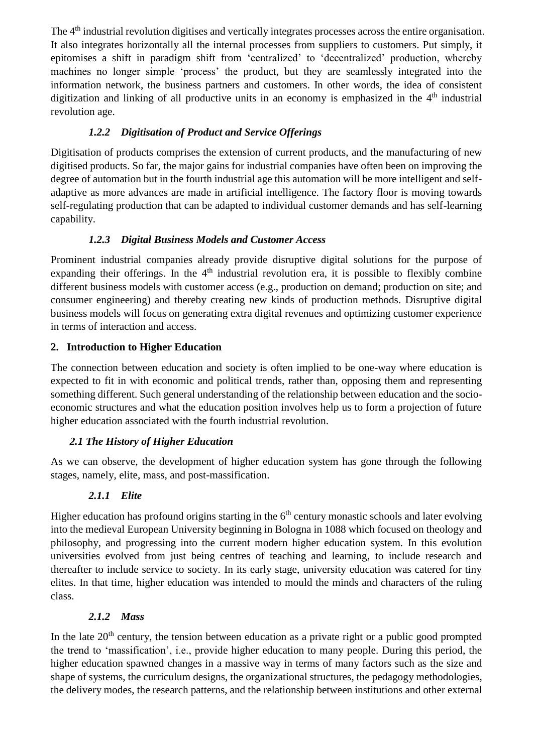The 4th industrial revolution digitises and vertically integrates processes across the entire organisation. It also integrates horizontally all the internal processes from suppliers to customers. Put simply, it epitomises a shift in paradigm shift from 'centralized' to 'decentralized' production, whereby machines no longer simple 'process' the product, but they are seamlessly integrated into the information network, the business partners and customers. In other words, the idea of consistent digitization and linking of all productive units in an economy is emphasized in the 4th industrial revolution age.

### *1.2.2 Digitisation of Product and Service Offerings*

Digitisation of products comprises the extension of current products, and the manufacturing of new digitised products. So far, the major gains for industrial companies have often been on improving the degree of automation but in the fourth industrial age this automation will be more intelligent and self-adaptive as more advances are made in artificial intelligence. The factory floor is moving towards self-regulating production that can be adapted to individual customer demands and has self-learning capability.

### *1.2.3 Digital Business Models and Customer Access*

Prominent industrial companies already provide disruptive digital solutions for the purpose of expanding their offerings. In the 4th industrial revolution era, it is possible to flexibly combine different business models with customer access (e.g., production on demand; production on site; and consumer engineering) and thereby creating new kinds of production methods. Disruptive digital business models will focus on generating extra digital revenues and optimizing customer experience in terms of interaction and access.

## 2. Introduction to Higher Education

The connection between education and society is often implied to be one-way where education is expected to fit in with economic and political trends, rather than, opposing them and representing something different. Such general understanding of the relationship between education and the socio-economic structures and what the education position involves help us to form a projection of future higher education associated with the fourth industrial revolution.

### *2.1 The History of Higher Education*

As we can observe, the development of higher education system has gone through the following stages, namely, elite, mass, and post-massification.

#### *2.1.1 Elite*

Higher education has profound origins starting in the 6th century monastic schools and later evolving into the medieval European University beginning in Bologna in 1088 which focused on theology and philosophy, and progressing into the current modern higher education system. In this evolution universities evolved from just being centres of teaching and learning, to include research and thereafter to include service to society. In its early stage, university education was catered for tiny elites. In that time, higher education was intended to mould the minds and characters of the ruling class.

#### *2.1.2 Mass*

In the late 20th century, the tension between education as a private right or a public good prompted the trend to 'massification', i.e., provide higher education to many people. During this period, the higher education spawned changes in a massive way in terms of many factors such as the size and shape of systems, the curriculum designs, the organizational structures, the pedagogy methodologies, the delivery modes, the research patterns, and the relationship between institutions and other external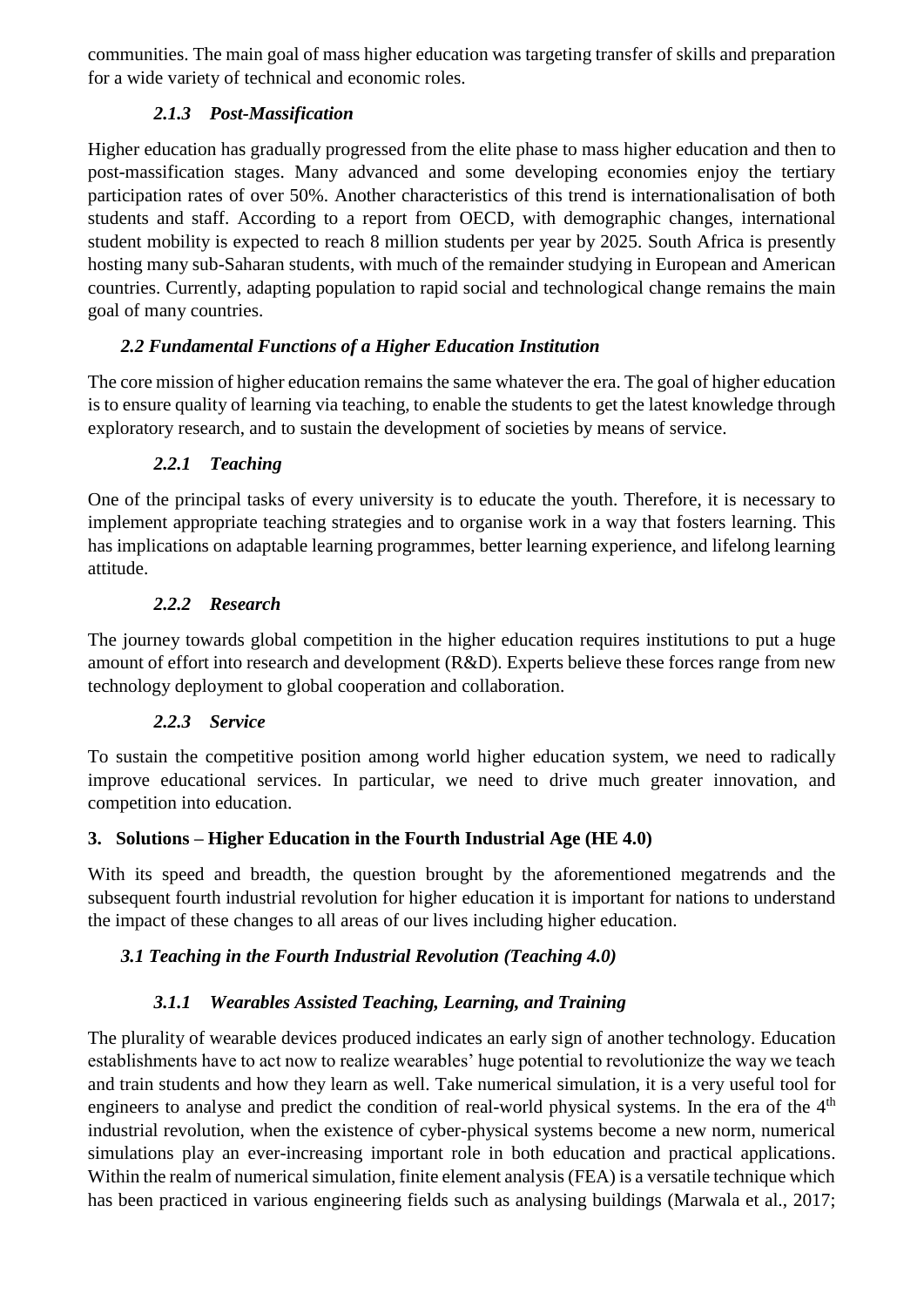communities. The main goal of mass higher education was targeting transfer of skills and preparation for a wide variety of technical and economic roles.

#### *2.1.3 Post-Massification*

Higher education has gradually progressed from the elite phase to mass higher education and then to post-massification stages. Many advanced and some developing economies enjoy the tertiary participation rates of over 50%. Another characteristics of this trend is internationalisation of both students and staff. According to a report from OECD, with demographic changes, international student mobility is expected to reach 8 million students per year by 2025. South Africa is presently hosting many sub-Saharan students, with much of the remainder studying in European and American countries. Currently, adapting population to rapid social and technological change remains the main goal of many countries.

### *2.2 Fundamental Functions of a Higher Education Institution*

The core mission of higher education remains the same whatever the era. The goal of higher education is to ensure quality of learning via teaching, to enable the students to get the latest knowledge through exploratory research, and to sustain the development of societies by means of service.

#### *2.2.1 Teaching*

One of the principal tasks of every university is to educate the youth. Therefore, it is necessary to implement appropriate teaching strategies and to organise work in a way that fosters learning. This has implications on adaptable learning programmes, better learning experience, and lifelong learning attitude.

#### *2.2.2 Research*

The journey towards global competition in the higher education requires institutions to put a huge amount of effort into research and development (R&D). Experts believe these forces range from new technology deployment to global cooperation and collaboration.

#### *2.2.3 Service*

To sustain the competitive position among world higher education system, we need to radically improve educational services. In particular, we need to drive much greater innovation, and competition into education.

## 3. Solutions – Higher Education in the Fourth Industrial Age (HE 4.0)

With its speed and breadth, the question brought by the aforementioned megatrends and the subsequent fourth industrial revolution for higher education it is important for nations to understand the impact of these changes to all areas of our lives including higher education.

### *3.1 Teaching in the Fourth Industrial Revolution (Teaching 4.0)*

#### *3.1.1 Wearables Assisted Teaching, Learning, and Training*

The plurality of wearable devices produced indicates an early sign of another technology. Education establishments have to act now to realize wearables' huge potential to revolutionize the way we teach and train students and how they learn as well. Take numerical simulation, it is a very useful tool for engineers to analyse and predict the condition of real-world physical systems. In the era of the 4th industrial revolution, when the existence of cyber-physical systems become a new norm, numerical simulations play an ever-increasing important role in both education and practical applications. Within the realm of numerical simulation, finite element analysis (FEA) is a versatile technique which has been practiced in various engineering fields such as analysing buildings (Marwala et al., 2017;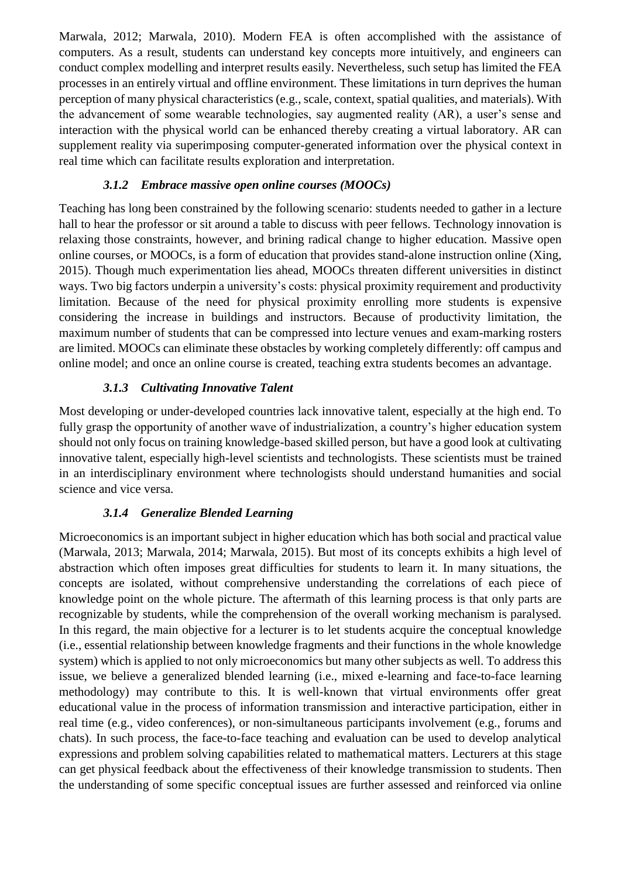Marwala, 2012; Marwala, 2010). Modern FEA is often accomplished with the assistance of computers. As a result, students can understand key concepts more intuitively, and engineers can conduct complex modelling and interpret results easily. Nevertheless, such setup has limited the FEA processes in an entirely virtual and offline environment. These limitations in turn deprives the human perception of many physical characteristics (e.g., scale, context, spatial qualities, and materials). With the advancement of some wearable technologies, say augmented reality (AR), a user's sense and interaction with the physical world can be enhanced thereby creating a virtual laboratory. AR can supplement reality via superimposing computer-generated information over the physical context in real time which can facilitate results exploration and interpretation.

#### *3.1.2 Embrace massive open online courses (MOOCs)*

Teaching has long been constrained by the following scenario: students needed to gather in a lecture hall to hear the professor or sit around a table to discuss with peer fellows. Technology innovation is relaxing those constraints, however, and brining radical change to higher education. Massive open online courses, or MOOCs, is a form of education that provides stand-alone instruction online (Xing, 2015). Though much experimentation lies ahead, MOOCs threaten different universities in distinct ways. Two big factors underpin a university's costs: physical proximity requirement and productivity limitation. Because of the need for physical proximity enrolling more students is expensive considering the increase in buildings and instructors. Because of productivity limitation, the maximum number of students that can be compressed into lecture venues and exam-marking rosters are limited. MOOCs can eliminate these obstacles by working completely differently: off campus and online model; and once an online course is created, teaching extra students becomes an advantage.

#### *3.1.3 Cultivating Innovative Talent*

Most developing or under-developed countries lack innovative talent, especially at the high end. To fully grasp the opportunity of another wave of industrialization, a country's higher education system should not only focus on training knowledge-based skilled person, but have a good look at cultivating innovative talent, especially high-level scientists and technologists. These scientists must be trained in an interdisciplinary environment where technologists should understand humanities and social science and vice versa.

#### *3.1.4 Generalize Blended Learning*

Microeconomics is an important subject in higher education which has both social and practical value (Marwala, 2013; Marwala, 2014; Marwala, 2015). But most of its concepts exhibits a high level of abstraction which often imposes great difficulties for students to learn it. In many situations, the concepts are isolated, without comprehensive understanding the correlations of each piece of knowledge point on the whole picture. The aftermath of this learning process is that only parts are recognizable by students, while the comprehension of the overall working mechanism is paralysed. In this regard, the main objective for a lecturer is to let students acquire the conceptual knowledge (i.e., essential relationship between knowledge fragments and their functions in the whole knowledge system) which is applied to not only microeconomics but many other subjects as well. To address this issue, we believe a generalized blended learning (i.e., mixed e-learning and face-to-face learning methodology) may contribute to this. It is well-known that virtual environments offer great educational value in the process of information transmission and interactive participation, either in real time (e.g., video conferences), or non-simultaneous participants involvement (e.g., forums and chats). In such process, the face-to-face teaching and evaluation can be used to develop analytical expressions and problem solving capabilities related to mathematical matters. Lecturers at this stage can get physical feedback about the effectiveness of their knowledge transmission to students. Then the understanding of some specific conceptual issues are further assessed and reinforced via online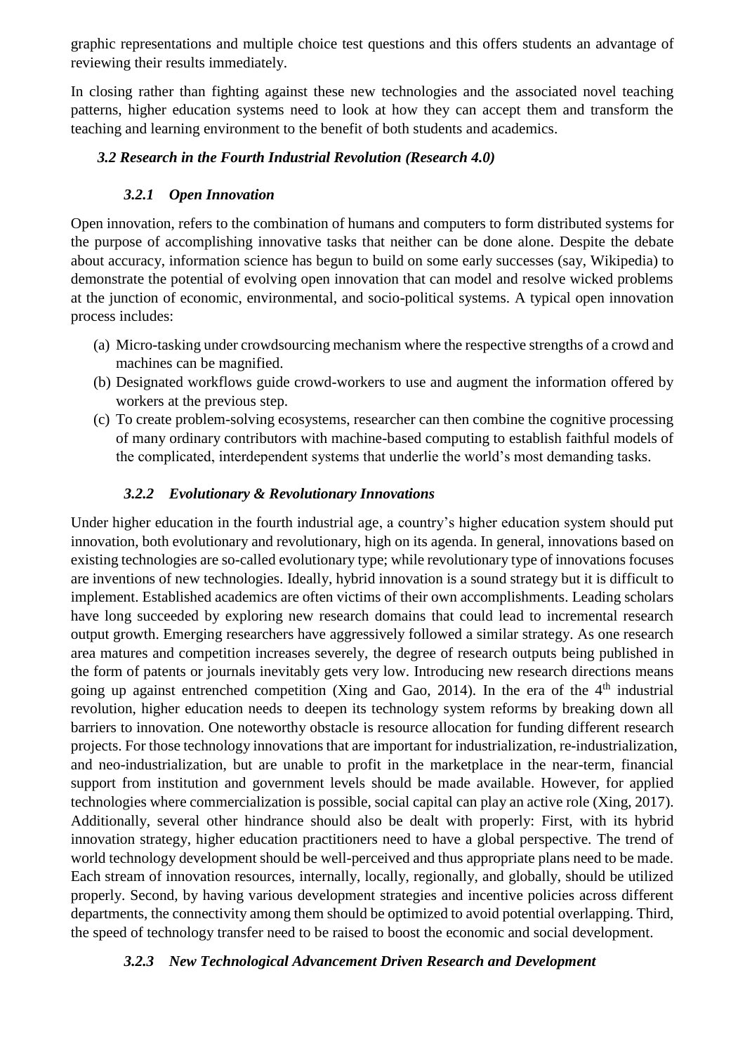graphic representations and multiple choice test questions and this offers students an advantage of reviewing their results immediately.

In closing rather than fighting against these new technologies and the associated novel teaching patterns, higher education systems need to look at how they can accept them and transform the teaching and learning environment to the benefit of both students and academics.

### *3.2 Research in the Fourth Industrial Revolution (Research 4.0)*

#### *3.2.1 Open Innovation*

Open innovation, refers to the combination of humans and computers to form distributed systems for the purpose of accomplishing innovative tasks that neither can be done alone. Despite the debate about accuracy, information science has begun to build on some early successes (say, Wikipedia) to demonstrate the potential of evolving open innovation that can model and resolve wicked problems at the junction of economic, environmental, and socio-political systems. A typical open innovation process includes:

(a) Micro-tasking under crowdsourcing mechanism where the respective strengths of a crowd and machines can be magnified.
(b) Designated workflows guide crowd-workers to use and augment the information offered by workers at the previous step.
(c) To create problem-solving ecosystems, researcher can then combine the cognitive processing of many ordinary contributors with machine-based computing to establish faithful models of the complicated, interdependent systems that underlie the world's most demanding tasks.

#### *3.2.2 Evolutionary & Revolutionary Innovations*

Under higher education in the fourth industrial age, a country's higher education system should put innovation, both evolutionary and revolutionary, high on its agenda. In general, innovations based on existing technologies are so-called evolutionary type; while revolutionary type of innovations focuses are inventions of new technologies. Ideally, hybrid innovation is a sound strategy but it is difficult to implement. Established academics are often victims of their own accomplishments. Leading scholars have long succeeded by exploring new research domains that could lead to incremental research output growth. Emerging researchers have aggressively followed a similar strategy. As one research area matures and competition increases severely, the degree of research outputs being published in the form of patents or journals inevitably gets very low. Introducing new research directions means going up against entrenched competition (Xing and Gao, 2014). In the era of the 4th industrial revolution, higher education needs to deepen its technology system reforms by breaking down all barriers to innovation. One noteworthy obstacle is resource allocation for funding different research projects. For those technology innovations that are important for industrialization, re-industrialization, and neo-industrialization, but are unable to profit in the marketplace in the near-term, financial support from institution and government levels should be made available. However, for applied technologies where commercialization is possible, social capital can play an active role (Xing, 2017). Additionally, several other hindrance should also be dealt with properly: First, with its hybrid innovation strategy, higher education practitioners need to have a global perspective. The trend of world technology development should be well-perceived and thus appropriate plans need to be made. Each stream of innovation resources, internally, locally, regionally, and globally, should be utilized properly. Second, by having various development strategies and incentive policies across different departments, the connectivity among them should be optimized to avoid potential overlapping. Third, the speed of technology transfer need to be raised to boost the economic and social development.

#### *3.2.3 New Technological Advancement Driven Research and Development*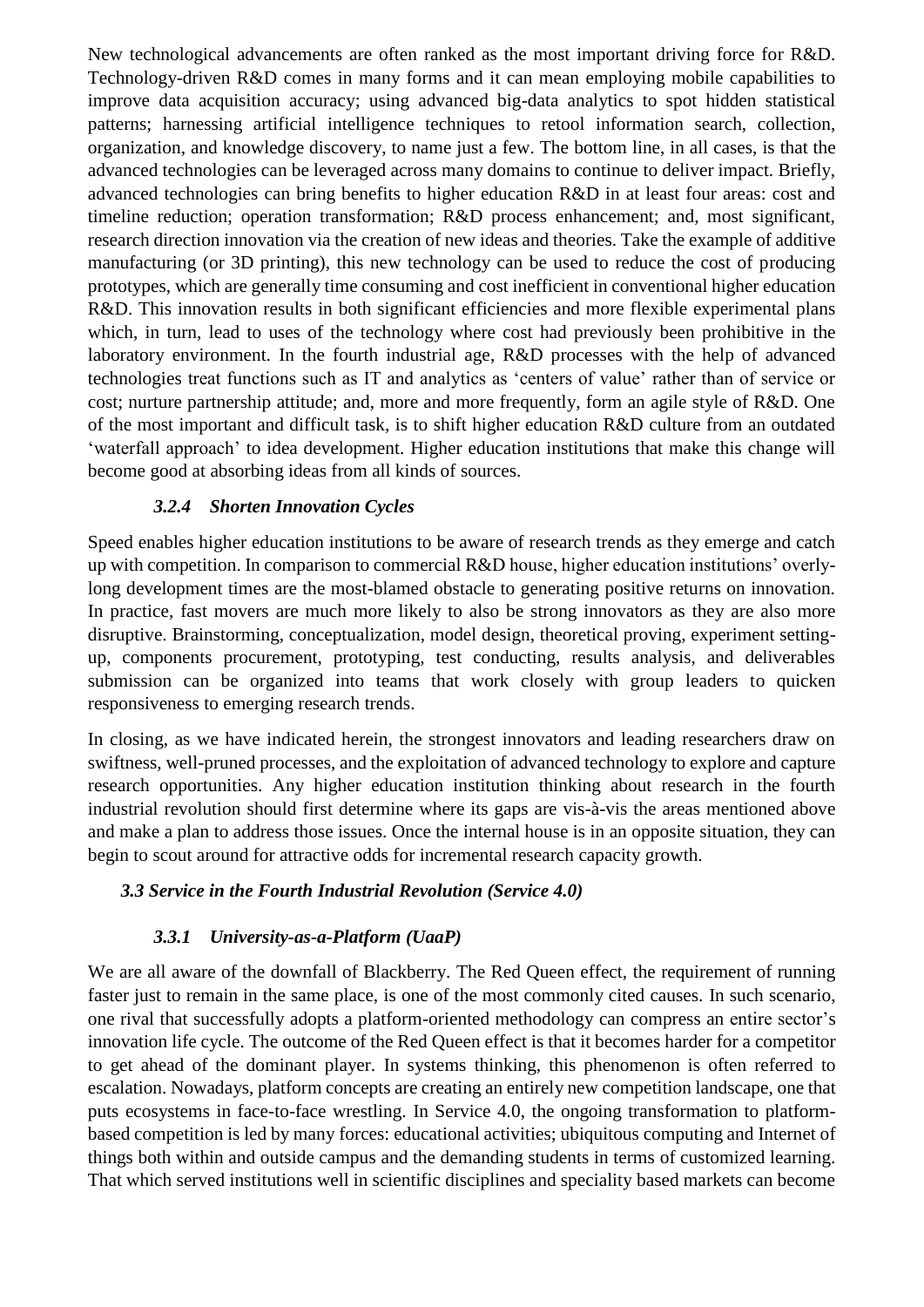New technological advancements are often ranked as the most important driving force for R&D. Technology-driven R&D comes in many forms and it can mean employing mobile capabilities to improve data acquisition accuracy; using advanced big-data analytics to spot hidden statistical patterns; harnessing artificial intelligence techniques to retool information search, collection, organization, and knowledge discovery, to name just a few. The bottom line, in all cases, is that the advanced technologies can be leveraged across many domains to continue to deliver impact. Briefly, advanced technologies can bring benefits to higher education R&D in at least four areas: cost and timeline reduction; operation transformation; R&D process enhancement; and, most significant, research direction innovation via the creation of new ideas and theories. Take the example of additive manufacturing (or 3D printing), this new technology can be used to reduce the cost of producing prototypes, which are generally time consuming and cost inefficient in conventional higher education R&D. This innovation results in both significant efficiencies and more flexible experimental plans which, in turn, lead to uses of the technology where cost had previously been prohibitive in the laboratory environment. In the fourth industrial age, R&D processes with the help of advanced technologies treat functions such as IT and analytics as 'centers of value' rather than of service or cost; nurture partnership attitude; and, more and more frequently, form an agile style of R&D. One of the most important and difficult task, is to shift higher education R&D culture from an outdated 'waterfall approach' to idea development. Higher education institutions that make this change will become good at absorbing ideas from all kinds of sources.

#### *3.2.4 Shorten Innovation Cycles*

Speed enables higher education institutions to be aware of research trends as they emerge and catch up with competition. In comparison to commercial R&D house, higher education institutions' overly-long development times are the most-blamed obstacle to generating positive returns on innovation. In practice, fast movers are much more likely to also be strong innovators as they are also more disruptive. Brainstorming, conceptualization, model design, theoretical proving, experiment setting-up, components procurement, prototyping, test conducting, results analysis, and deliverables submission can be organized into teams that work closely with group leaders to quicken responsiveness to emerging research trends.

In closing, as we have indicated herein, the strongest innovators and leading researchers draw on swiftness, well-pruned processes, and the exploitation of advanced technology to explore and capture research opportunities. Any higher education institution thinking about research in the fourth industrial revolution should first determine where its gaps are vis-à-vis the areas mentioned above and make a plan to address those issues. Once the internal house is in an opposite situation, they can begin to scout around for attractive odds for incremental research capacity growth.

### *3.3 Service in the Fourth Industrial Revolution (Service 4.0)*

#### *3.3.1 University-as-a-Platform (UaaP)*

We are all aware of the downfall of Blackberry. The Red Queen effect, the requirement of running faster just to remain in the same place, is one of the most commonly cited causes. In such scenario, one rival that successfully adopts a platform-oriented methodology can compress an entire sector's innovation life cycle. The outcome of the Red Queen effect is that it becomes harder for a competitor to get ahead of the dominant player. In systems thinking, this phenomenon is often referred to escalation. Nowadays, platform concepts are creating an entirely new competition landscape, one that puts ecosystems in face-to-face wrestling. In Service 4.0, the ongoing transformation to platform-based competition is led by many forces: educational activities; ubiquitous computing and Internet of things both within and outside campus and the demanding students in terms of customized learning. That which served institutions well in scientific disciplines and speciality based markets can become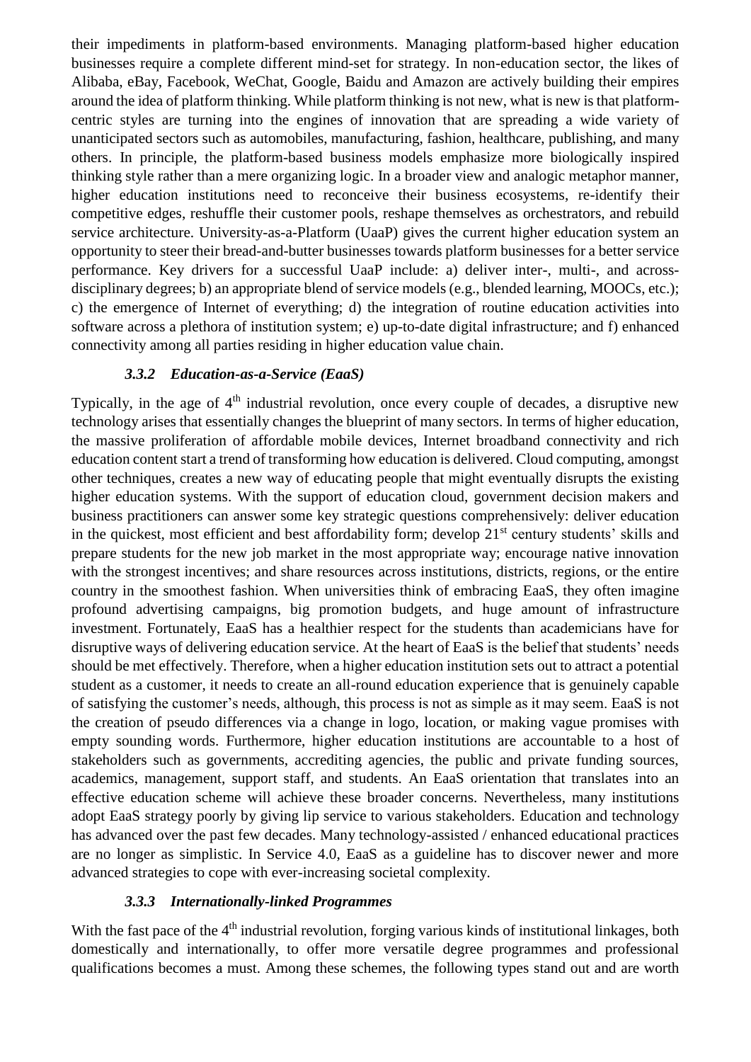their impediments in platform-based environments. Managing platform-based higher education businesses require a complete different mind-set for strategy. In non-education sector, the likes of Alibaba, eBay, Facebook, WeChat, Google, Baidu and Amazon are actively building their empires around the idea of platform thinking. While platform thinking is not new, what is new is that platform-centric styles are turning into the engines of innovation that are spreading a wide variety of unanticipated sectors such as automobiles, manufacturing, fashion, healthcare, publishing, and many others. In principle, the platform-based business models emphasize more biologically inspired thinking style rather than a mere organizing logic. In a broader view and analogic metaphor manner, higher education institutions need to reconceive their business ecosystems, re-identify their competitive edges, reshuffle their customer pools, reshape themselves as orchestrators, and rebuild service architecture. University-as-a-Platform (UaaP) gives the current higher education system an opportunity to steer their bread-and-butter businesses towards platform businesses for a better service performance. Key drivers for a successful UaaP include: a) deliver inter-, multi-, and across-disciplinary degrees; b) an appropriate blend of service models (e.g., blended learning, MOOCs, etc.); c) the emergence of Internet of everything; d) the integration of routine education activities into software across a plethora of institution system; e) up-to-date digital infrastructure; and f) enhanced connectivity among all parties residing in higher education value chain.

### *3.3.2 Education-as-a-Service (EaaS)*

Typically, in the age of 4th industrial revolution, once every couple of decades, a disruptive new technology arises that essentially changes the blueprint of many sectors. In terms of higher education, the massive proliferation of affordable mobile devices, Internet broadband connectivity and rich education content start a trend of transforming how education is delivered. Cloud computing, amongst other techniques, creates a new way of educating people that might eventually disrupts the existing higher education systems. With the support of education cloud, government decision makers and business practitioners can answer some key strategic questions comprehensively: deliver education in the quickest, most efficient and best affordability form; develop 21st century students' skills and prepare students for the new job market in the most appropriate way; encourage native innovation with the strongest incentives; and share resources across institutions, districts, regions, or the entire country in the smoothest fashion. When universities think of embracing EaaS, they often imagine profound advertising campaigns, big promotion budgets, and huge amount of infrastructure investment. Fortunately, EaaS has a healthier respect for the students than academicians have for disruptive ways of delivering education service. At the heart of EaaS is the belief that students' needs should be met effectively. Therefore, when a higher education institution sets out to attract a potential student as a customer, it needs to create an all-round education experience that is genuinely capable of satisfying the customer's needs, although, this process is not as simple as it may seem. EaaS is not the creation of pseudo differences via a change in logo, location, or making vague promises with empty sounding words. Furthermore, higher education institutions are accountable to a host of stakeholders such as governments, accrediting agencies, the public and private funding sources, academics, management, support staff, and students. An EaaS orientation that translates into an effective education scheme will achieve these broader concerns. Nevertheless, many institutions adopt EaaS strategy poorly by giving lip service to various stakeholders. Education and technology has advanced over the past few decades. Many technology-assisted / enhanced educational practices are no longer as simplistic. In Service 4.0, EaaS as a guideline has to discover newer and more advanced strategies to cope with ever-increasing societal complexity.

### *3.3.3 Internationally-linked Programmes*

With the fast pace of the 4th industrial revolution, forging various kinds of institutional linkages, both domestically and internationally, to offer more versatile degree programmes and professional qualifications becomes a must. Among these schemes, the following types stand out and are worth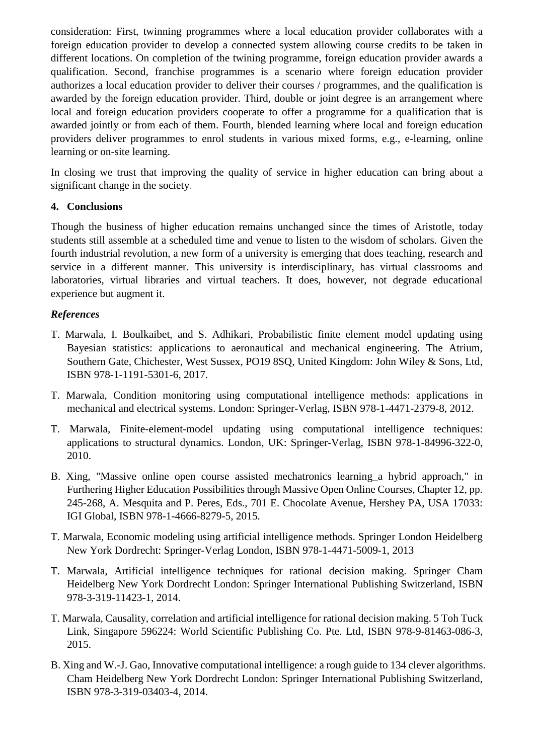consideration: First, twinning programmes where a local education provider collaborates with a foreign education provider to develop a connected system allowing course credits to be taken in different locations. On completion of the twining programme, foreign education provider awards a qualification. Second, franchise programmes is a scenario where foreign education provider authorizes a local education provider to deliver their courses / programmes, and the qualification is awarded by the foreign education provider. Third, double or joint degree is an arrangement where local and foreign education providers cooperate to offer a programme for a qualification that is awarded jointly or from each of them. Fourth, blended learning where local and foreign education providers deliver programmes to enrol students in various mixed forms, e.g., e-learning, online learning or on-site learning.

In closing we trust that improving the quality of service in higher education can bring about a significant change in the society.

## 4. Conclusions

Though the business of higher education remains unchanged since the times of Aristotle, today students still assemble at a scheduled time and venue to listen to the wisdom of scholars. Given the fourth industrial revolution, a new form of a university is emerging that does teaching, research and service in a different manner. This university is interdisciplinary, has virtual classrooms and laboratories, virtual libraries and virtual teachers. It does, however, not degrade educational experience but augment it.

### *References*

T. Marwala, I. Boulkaibet, and S. Adhikari, Probabilistic finite element model updating using Bayesian statistics: applications to aeronautical and mechanical engineering. The Atrium, Southern Gate, Chichester, West Sussex, PO19 8SQ, United Kingdom: John Wiley & Sons, Ltd, ISBN 978-1-1191-5301-6, 2017.

T. Marwala, Condition monitoring using computational intelligence methods: applications in mechanical and electrical systems. London: Springer-Verlag, ISBN 978-1-4471-2379-8, 2012.

T. Marwala, Finite-element-model updating using computational intelligence techniques: applications to structural dynamics. London, UK: Springer-Verlag, ISBN 978-1-84996-322-0, 2010.

B. Xing, "Massive online open course assisted mechatronics learning_a hybrid approach," in Furthering Higher Education Possibilities through Massive Open Online Courses, Chapter 12, pp. 245-268, A. Mesquita and P. Peres, Eds., 701 E. Chocolate Avenue, Hershey PA, USA 17033: IGI Global, ISBN 978-1-4666-8279-5, 2015.

T. Marwala, Economic modeling using artificial intelligence methods. Springer London Heidelberg New York Dordrecht: Springer-Verlag London, ISBN 978-1-4471-5009-1, 2013

T. Marwala, Artificial intelligence techniques for rational decision making. Springer Cham Heidelberg New York Dordrecht London: Springer International Publishing Switzerland, ISBN 978-3-319-11423-1, 2014.

T. Marwala, Causality, correlation and artificial intelligence for rational decision making. 5 Toh Tuck Link, Singapore 596224: World Scientific Publishing Co. Pte. Ltd, ISBN 978-9-81463-086-3, 2015.

B. Xing and W.-J. Gao, Innovative computational intelligence: a rough guide to 134 clever algorithms. Cham Heidelberg New York Dordrecht London: Springer International Publishing Switzerland, ISBN 978-3-319-03403-4, 2014.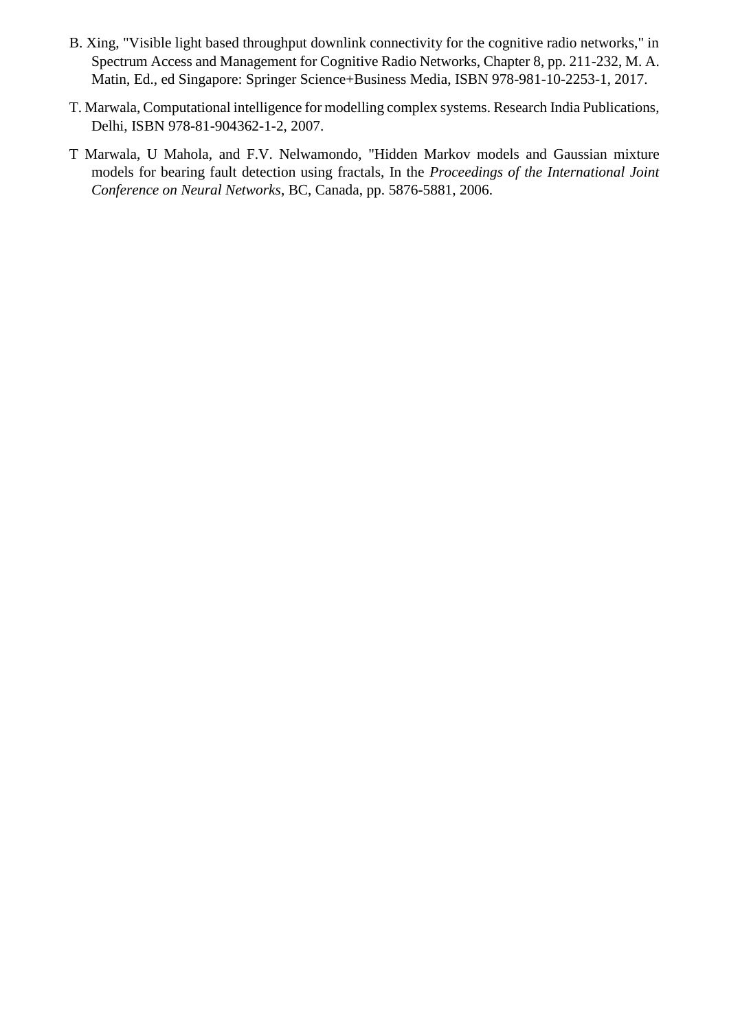B. Xing, "Visible light based throughput downlink connectivity for the cognitive radio networks," in Spectrum Access and Management for Cognitive Radio Networks, Chapter 8, pp. 211-232, M. A. Matin, Ed., ed Singapore: Springer Science+Business Media, ISBN 978-981-10-2253-1, 2017.

T. Marwala, Computational intelligence for modelling complex systems. Research India Publications, Delhi, ISBN 978-81-904362-1-2, 2007.

T Marwala, U Mahola, and F.V. Nelwamondo, "Hidden Markov models and Gaussian mixture models for bearing fault detection using fractals, In the *Proceedings of the International Joint Conference on Neural Networks*, BC, Canada, pp. 5876-5881, 2006.